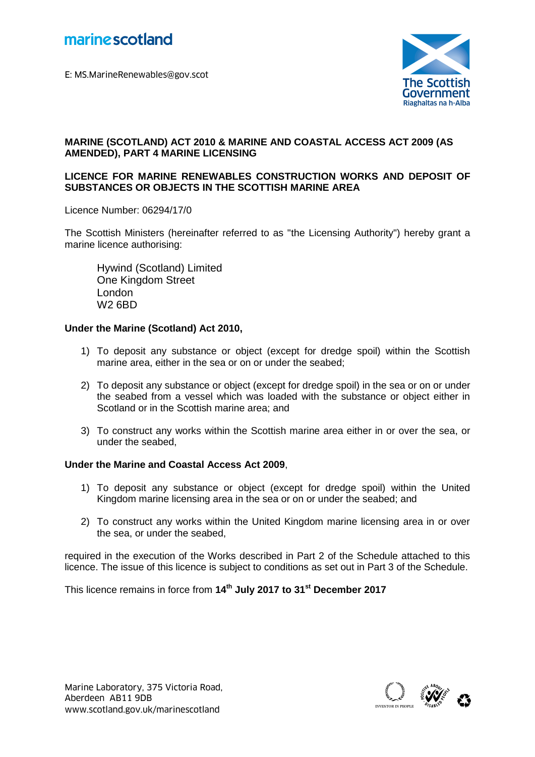marine scotland

E: MS.MarineRenewables@gov.scot

The Scottish Government
Riaghaltas na h-Alba

**MARINE (SCOTLAND) ACT 2010 & MARINE AND COASTAL ACCESS ACT 2009 (AS AMENDED), PART 4 MARINE LICENSING**

**LICENCE FOR MARINE RENEWABLES CONSTRUCTION WORKS AND DEPOSIT OF SUBSTANCES OR OBJECTS IN THE SCOTTISH MARINE AREA**

Licence Number: 06294/17/0

The Scottish Ministers (hereinafter referred to as "the Licensing Authority") hereby grant a marine licence authorising:

> Hywind (Scotland) Limited
> One Kingdom Street
> London
> W2 6BD

**Under the Marine (Scotland) Act 2010,**

1) To deposit any substance or object (except for dredge spoil) within the Scottish marine area, either in the sea or on or under the seabed;

2) To deposit any substance or object (except for dredge spoil) in the sea or on or under the seabed from a vessel which was loaded with the substance or object either in Scotland or in the Scottish marine area; and

3) To construct any works within the Scottish marine area either in or over the sea, or under the seabed,

**Under the Marine and Coastal Access Act 2009**,

1) To deposit any substance or object (except for dredge spoil) within the United Kingdom marine licensing area in the sea or on or under the seabed; and

2) To construct any works within the United Kingdom marine licensing area in or over the sea, or under the seabed,

required in the execution of the Works described in Part 2 of the Schedule attached to this licence. The issue of this licence is subject to conditions as set out in Part 3 of the Schedule.

This licence remains in force from **14th July 2017 to 31st December 2017**

Marine Laboratory, 375 Victoria Road,
Aberdeen AB11 9DB
www.scotland.gov.uk/marinescotland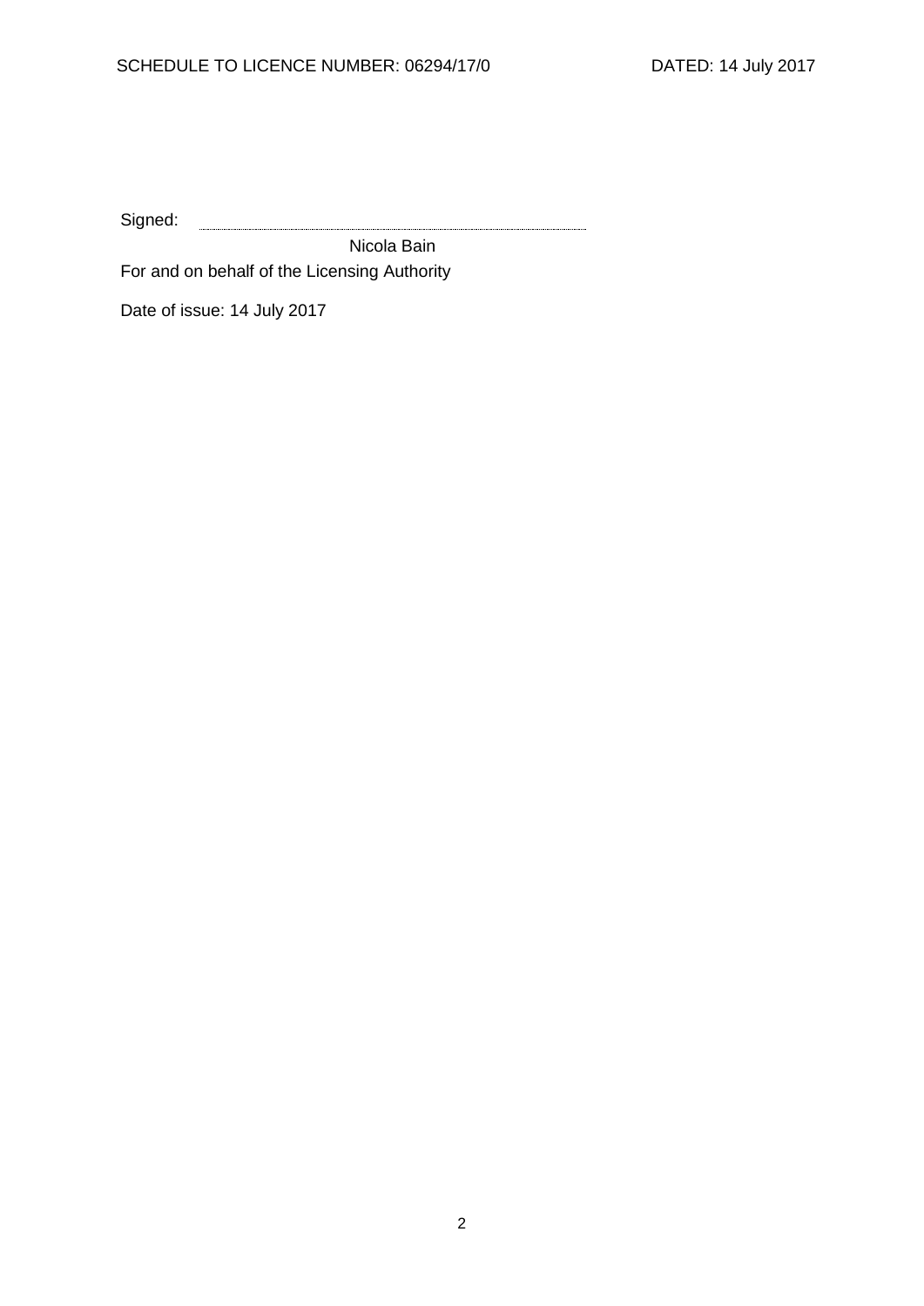Signed: ..............................................................

Nicola Bain

For and on behalf of the Licensing Authority

Date of issue: 14 July 2017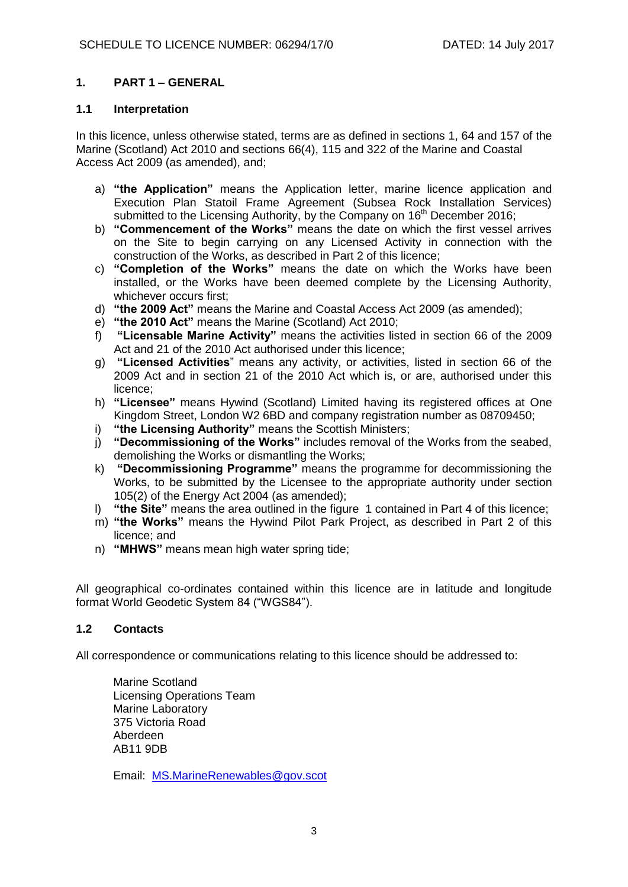## 1. PART 1 – GENERAL

### 1.1 Interpretation

In this licence, unless otherwise stated, terms are as defined in sections 1, 64 and 157 of the Marine (Scotland) Act 2010 and sections 66(4), 115 and 322 of the Marine and Coastal Access Act 2009 (as amended), and;

a) **"the Application"** means the Application letter, marine licence application and Execution Plan Statoil Frame Agreement (Subsea Rock Installation Services) submitted to the Licensing Authority, by the Company on 16th December 2016;
b) **"Commencement of the Works"** means the date on which the first vessel arrives on the Site to begin carrying on any Licensed Activity in connection with the construction of the Works, as described in Part 2 of this licence;
c) **"Completion of the Works"** means the date on which the Works have been installed, or the Works have been deemed complete by the Licensing Authority, whichever occurs first;
d) **"the 2009 Act"** means the Marine and Coastal Access Act 2009 (as amended);
e) **"the 2010 Act"** means the Marine (Scotland) Act 2010;
f) **"Licensable Marine Activity"** means the activities listed in section 66 of the 2009 Act and 21 of the 2010 Act authorised under this licence;
g) **"Licensed Activities"** means any activity, or activities, listed in section 66 of the 2009 Act and in section 21 of the 2010 Act which is, or are, authorised under this licence;
h) **"Licensee"** means Hywind (Scotland) Limited having its registered offices at One Kingdom Street, London W2 6BD and company registration number as 08709450;
i) **"the Licensing Authority"** means the Scottish Ministers;
j) **"Decommissioning of the Works"** includes removal of the Works from the seabed, demolishing the Works or dismantling the Works;
k) **"Decommissioning Programme"** means the programme for decommissioning the Works, to be submitted by the Licensee to the appropriate authority under section 105(2) of the Energy Act 2004 (as amended);
l) **"the Site"** means the area outlined in the figure 1 contained in Part 4 of this licence;
m) **"the Works"** means the Hywind Pilot Park Project, as described in Part 2 of this licence; and
n) **"MHWS"** means mean high water spring tide;

All geographical co-ordinates contained within this licence are in latitude and longitude format World Geodetic System 84 ("WGS84").

### 1.2 Contacts

All correspondence or communications relating to this licence should be addressed to:

Marine Scotland
Licensing Operations Team
Marine Laboratory
375 Victoria Road
Aberdeen
AB11 9DB

Email: MS.MarineRenewables@gov.scot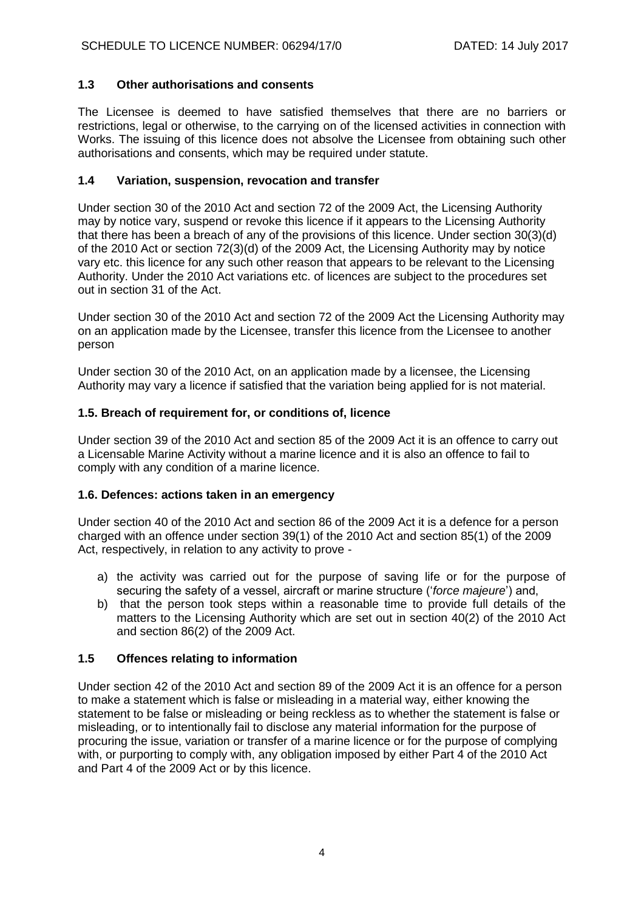### 1.3 Other authorisations and consents

The Licensee is deemed to have satisfied themselves that there are no barriers or restrictions, legal or otherwise, to the carrying on of the licensed activities in connection with Works. The issuing of this licence does not absolve the Licensee from obtaining such other authorisations and consents, which may be required under statute.

### 1.4 Variation, suspension, revocation and transfer

Under section 30 of the 2010 Act and section 72 of the 2009 Act, the Licensing Authority may by notice vary, suspend or revoke this licence if it appears to the Licensing Authority that there has been a breach of any of the provisions of this licence. Under section 30(3)(d) of the 2010 Act or section 72(3)(d) of the 2009 Act, the Licensing Authority may by notice vary etc. this licence for any such other reason that appears to be relevant to the Licensing Authority. Under the 2010 Act variations etc. of licences are subject to the procedures set out in section 31 of the Act.

Under section 30 of the 2010 Act and section 72 of the 2009 Act the Licensing Authority may on an application made by the Licensee, transfer this licence from the Licensee to another person

Under section 30 of the 2010 Act, on an application made by a licensee, the Licensing Authority may vary a licence if satisfied that the variation being applied for is not material.

### 1.5. Breach of requirement for, or conditions of, licence

Under section 39 of the 2010 Act and section 85 of the 2009 Act it is an offence to carry out a Licensable Marine Activity without a marine licence and it is also an offence to fail to comply with any condition of a marine licence.

### 1.6. Defences: actions taken in an emergency

Under section 40 of the 2010 Act and section 86 of the 2009 Act it is a defence for a person charged with an offence under section 39(1) of the 2010 Act and section 85(1) of the 2009 Act, respectively, in relation to any activity to prove -

a) the activity was carried out for the purpose of saving life or for the purpose of securing the safety of a vessel, aircraft or marine structure ('*force majeure*') and,
b) that the person took steps within a reasonable time to provide full details of the matters to the Licensing Authority which are set out in section 40(2) of the 2010 Act and section 86(2) of the 2009 Act.

### 1.5 Offences relating to information

Under section 42 of the 2010 Act and section 89 of the 2009 Act it is an offence for a person to make a statement which is false or misleading in a material way, either knowing the statement to be false or misleading or being reckless as to whether the statement is false or misleading, or to intentionally fail to disclose any material information for the purpose of procuring the issue, variation or transfer of a marine licence or for the purpose of complying with, or purporting to comply with, any obligation imposed by either Part 4 of the 2010 Act and Part 4 of the 2009 Act or by this licence.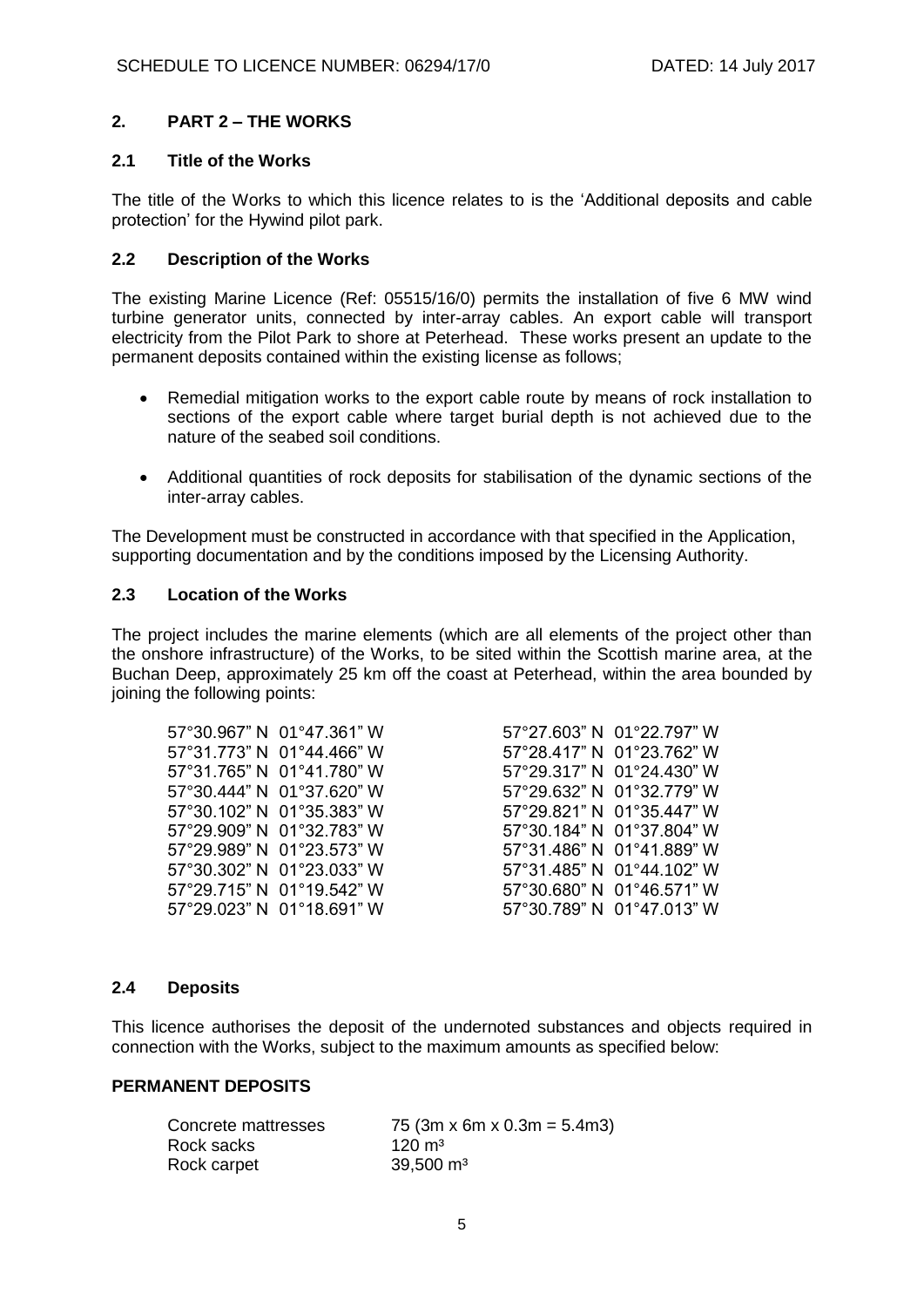## 2. PART 2 – THE WORKS

### 2.1 Title of the Works

The title of the Works to which this licence relates to is the 'Additional deposits and cable protection' for the Hywind pilot park.

### 2.2 Description of the Works

The existing Marine Licence (Ref: 05515/16/0) permits the installation of five 6 MW wind turbine generator units, connected by inter-array cables. An export cable will transport electricity from the Pilot Park to shore at Peterhead. These works present an update to the permanent deposits contained within the existing license as follows;

- Remedial mitigation works to the export cable route by means of rock installation to sections of the export cable where target burial depth is not achieved due to the nature of the seabed soil conditions.
- Additional quantities of rock deposits for stabilisation of the dynamic sections of the inter-array cables.

The Development must be constructed in accordance with that specified in the Application, supporting documentation and by the conditions imposed by the Licensing Authority.

### 2.3 Location of the Works

The project includes the marine elements (which are all elements of the project other than the onshore infrastructure) of the Works, to be sited within the Scottish marine area, at the Buchan Deep, approximately 25 km off the coast at Peterhead, within the area bounded by joining the following points:

| | |
|---|---|
| 57°30.967" N 01°47.361" W | 57°27.603" N 01°22.797" W |
| 57°31.773" N 01°44.466" W | 57°28.417" N 01°23.762" W |
| 57°31.765" N 01°41.780" W | 57°29.317" N 01°24.430" W |
| 57°30.444" N 01°37.620" W | 57°29.632" N 01°32.779" W |
| 57°30.102" N 01°35.383" W | 57°29.821" N 01°35.447" W |
| 57°29.909" N 01°32.783" W | 57°30.184" N 01°37.804" W |
| 57°29.989" N 01°23.573" W | 57°31.486" N 01°41.889" W |
| 57°30.302" N 01°23.033" W | 57°31.485" N 01°44.102" W |
| 57°29.715" N 01°19.542" W | 57°30.680" N 01°46.571" W |
| 57°29.023" N 01°18.691" W | 57°30.789" N 01°47.013" W |

### 2.4 Deposits

This licence authorises the deposit of the undernoted substances and objects required in connection with the Works, subject to the maximum amounts as specified below:

**PERMANENT DEPOSITS**

| | |
|---|---|
| Concrete mattresses | 75 (3m x 6m x 0.3m = 5.4m3) |
| Rock sacks | 120 m³ |
| Rock carpet | 39,500 m³ |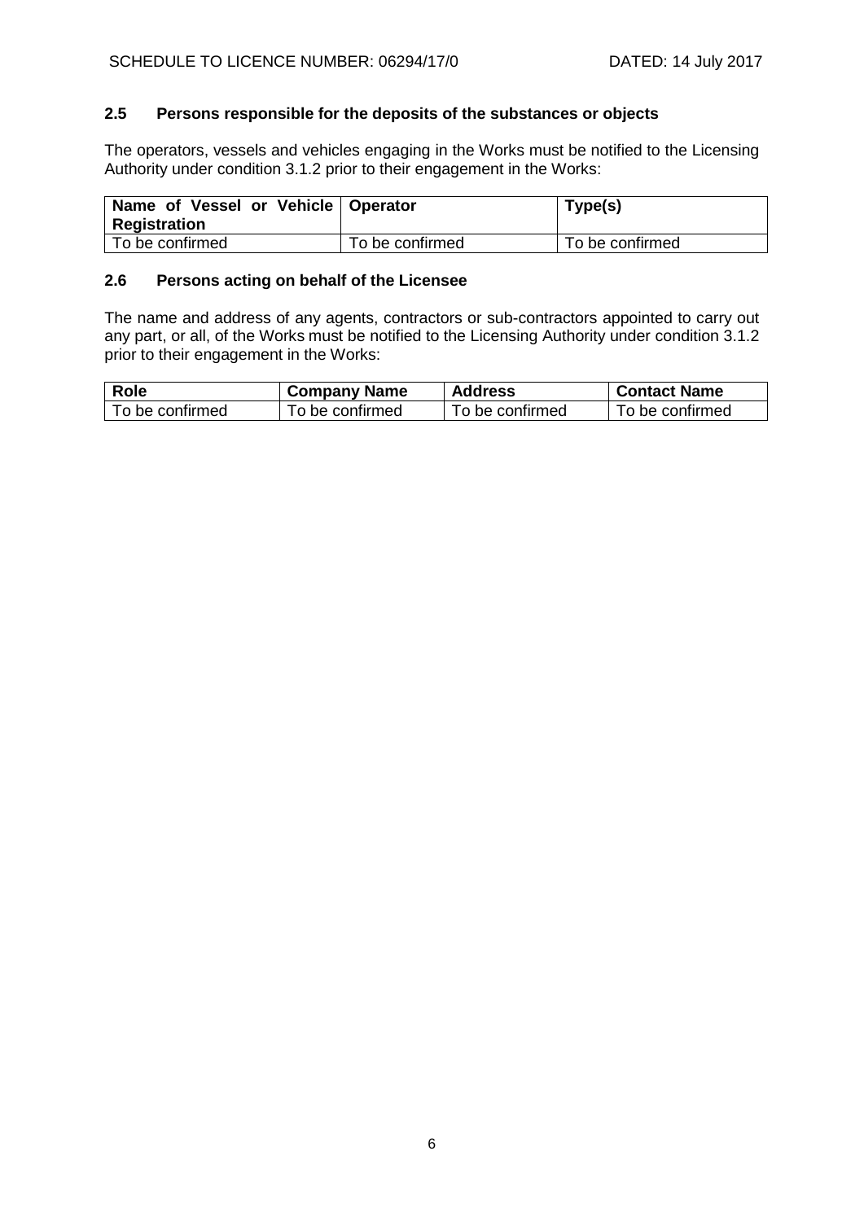### 2.5 Persons responsible for the deposits of the substances or objects

The operators, vessels and vehicles engaging in the Works must be notified to the Licensing Authority under condition 3.1.2 prior to their engagement in the Works:

| Name of Vessel or Vehicle Registration | Operator | Type(s) |
|---|---|---|
| To be confirmed | To be confirmed | To be confirmed |

### 2.6 Persons acting on behalf of the Licensee

The name and address of any agents, contractors or sub-contractors appointed to carry out any part, or all, of the Works must be notified to the Licensing Authority under condition 3.1.2 prior to their engagement in the Works:

| Role | Company Name | Address | Contact Name |
|---|---|---|---|
| To be confirmed | To be confirmed | To be confirmed | To be confirmed |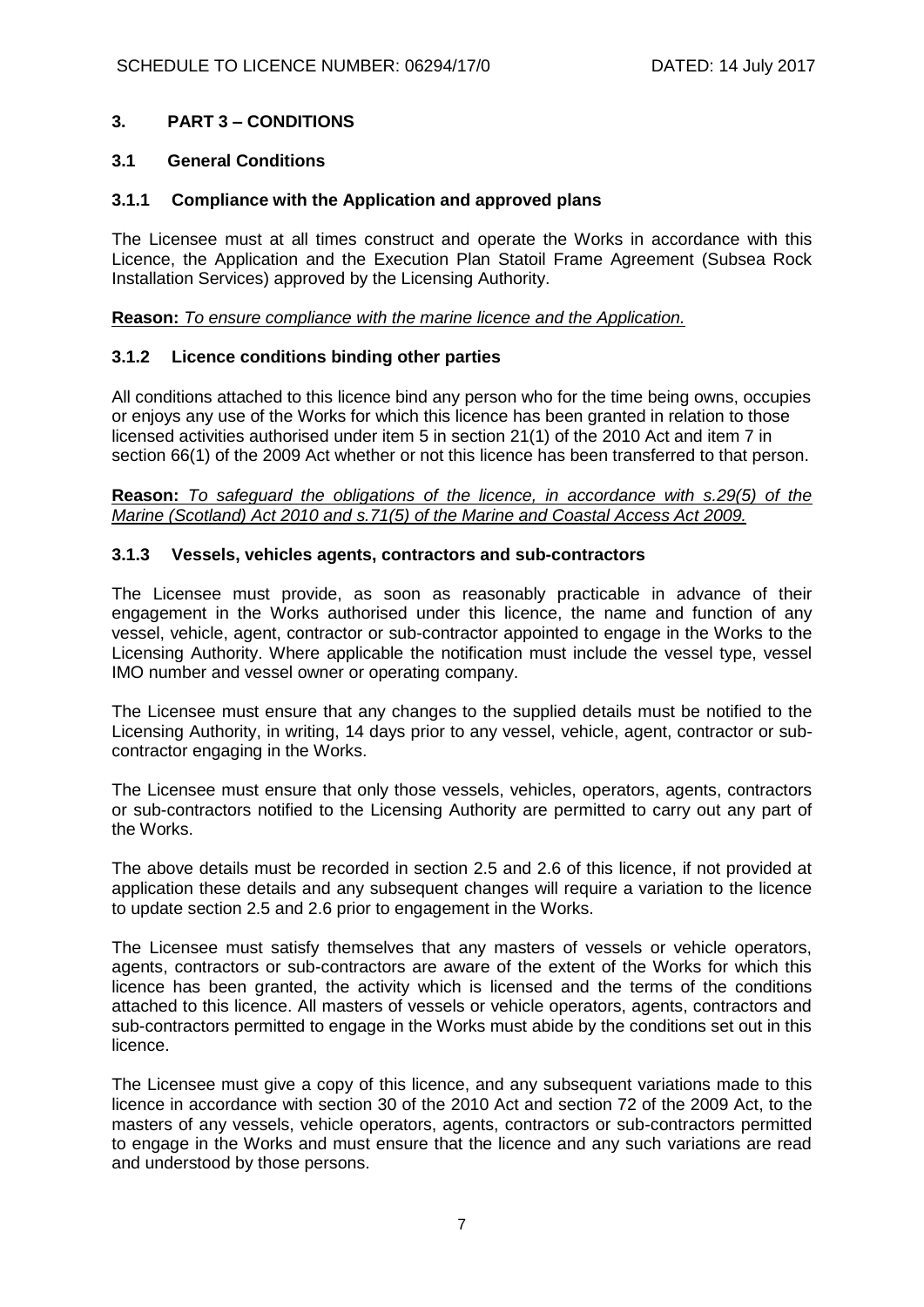## 3. PART 3 – CONDITIONS

### 3.1 General Conditions

#### 3.1.1 Compliance with the Application and approved plans

The Licensee must at all times construct and operate the Works in accordance with this Licence, the Application and the Execution Plan Statoil Frame Agreement (Subsea Rock Installation Services) approved by the Licensing Authority.

**Reason:** *To ensure compliance with the marine licence and the Application.*

#### 3.1.2 Licence conditions binding other parties

All conditions attached to this licence bind any person who for the time being owns, occupies or enjoys any use of the Works for which this licence has been granted in relation to those licensed activities authorised under item 5 in section 21(1) of the 2010 Act and item 7 in section 66(1) of the 2009 Act whether or not this licence has been transferred to that person.

**Reason:** *To safeguard the obligations of the licence, in accordance with s.29(5) of the Marine (Scotland) Act 2010 and s.71(5) of the Marine and Coastal Access Act 2009.*

#### 3.1.3 Vessels, vehicles agents, contractors and sub-contractors

The Licensee must provide, as soon as reasonably practicable in advance of their engagement in the Works authorised under this licence, the name and function of any vessel, vehicle, agent, contractor or sub-contractor appointed to engage in the Works to the Licensing Authority. Where applicable the notification must include the vessel type, vessel IMO number and vessel owner or operating company.

The Licensee must ensure that any changes to the supplied details must be notified to the Licensing Authority, in writing, 14 days prior to any vessel, vehicle, agent, contractor or sub-contractor engaging in the Works.

The Licensee must ensure that only those vessels, vehicles, operators, agents, contractors or sub-contractors notified to the Licensing Authority are permitted to carry out any part of the Works.

The above details must be recorded in section 2.5 and 2.6 of this licence, if not provided at application these details and any subsequent changes will require a variation to the licence to update section 2.5 and 2.6 prior to engagement in the Works.

The Licensee must satisfy themselves that any masters of vessels or vehicle operators, agents, contractors or sub-contractors are aware of the extent of the Works for which this licence has been granted, the activity which is licensed and the terms of the conditions attached to this licence. All masters of vessels or vehicle operators, agents, contractors and sub-contractors permitted to engage in the Works must abide by the conditions set out in this licence.

The Licensee must give a copy of this licence, and any subsequent variations made to this licence in accordance with section 30 of the 2010 Act and section 72 of the 2009 Act, to the masters of any vessels, vehicle operators, agents, contractors or sub-contractors permitted to engage in the Works and must ensure that the licence and any such variations are read and understood by those persons.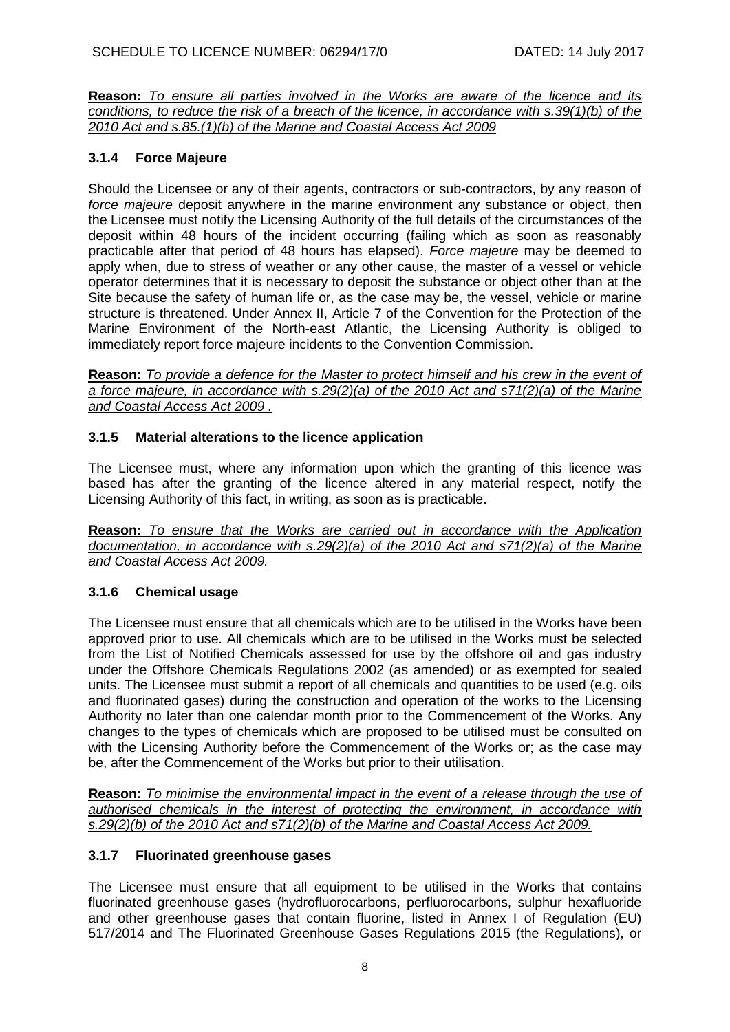**Reason:** *To ensure all parties involved in the Works are aware of the licence and its conditions, to reduce the risk of a breach of the licence, in accordance with s.39(1)(b) of the 2010 Act and s.85.(1)(b) of the Marine and Coastal Access Act 2009*

### 3.1.4 Force Majeure

Should the Licensee or any of their agents, contractors or sub-contractors, by any reason of *force majeure* deposit anywhere in the marine environment any substance or object, then the Licensee must notify the Licensing Authority of the full details of the circumstances of the deposit within 48 hours of the incident occurring (failing which as soon as reasonably practicable after that period of 48 hours has elapsed). *Force majeure* may be deemed to apply when, due to stress of weather or any other cause, the master of a vessel or vehicle operator determines that it is necessary to deposit the substance or object other than at the Site because the safety of human life or, as the case may be, the vessel, vehicle or marine structure is threatened. Under Annex II, Article 7 of the Convention for the Protection of the Marine Environment of the North-east Atlantic, the Licensing Authority is obliged to immediately report force majeure incidents to the Convention Commission.

**Reason:** *To provide a defence for the Master to protect himself and his crew in the event of a force majeure, in accordance with s.29(2)(a) of the 2010 Act and s71(2)(a) of the Marine and Coastal Access Act 2009 .*

### 3.1.5 Material alterations to the licence application

The Licensee must, where any information upon which the granting of this licence was based has after the granting of the licence altered in any material respect, notify the Licensing Authority of this fact, in writing, as soon as is practicable.

**Reason:** *To ensure that the Works are carried out in accordance with the Application documentation, in accordance with s.29(2)(a) of the 2010 Act and s71(2)(a) of the Marine and Coastal Access Act 2009.*

### 3.1.6 Chemical usage

The Licensee must ensure that all chemicals which are to be utilised in the Works have been approved prior to use. All chemicals which are to be utilised in the Works must be selected from the List of Notified Chemicals assessed for use by the offshore oil and gas industry under the Offshore Chemicals Regulations 2002 (as amended) or as exempted for sealed units. The Licensee must submit a report of all chemicals and quantities to be used (e.g. oils and fluorinated gases) during the construction and operation of the works to the Licensing Authority no later than one calendar month prior to the Commencement of the Works. Any changes to the types of chemicals which are proposed to be utilised must be consulted on with the Licensing Authority before the Commencement of the Works or; as the case may be, after the Commencement of the Works but prior to their utilisation.

**Reason:** *To minimise the environmental impact in the event of a release through the use of authorised chemicals in the interest of protecting the environment, in accordance with s.29(2)(b) of the 2010 Act and s71(2)(b) of the Marine and Coastal Access Act 2009.*

### 3.1.7 Fluorinated greenhouse gases

The Licensee must ensure that all equipment to be utilised in the Works that contains fluorinated greenhouse gases (hydrofluorocarbons, perfluorocarbons, sulphur hexafluoride and other greenhouse gases that contain fluorine, listed in Annex I of Regulation (EU) 517/2014 and The Fluorinated Greenhouse Gases Regulations 2015 (the Regulations), or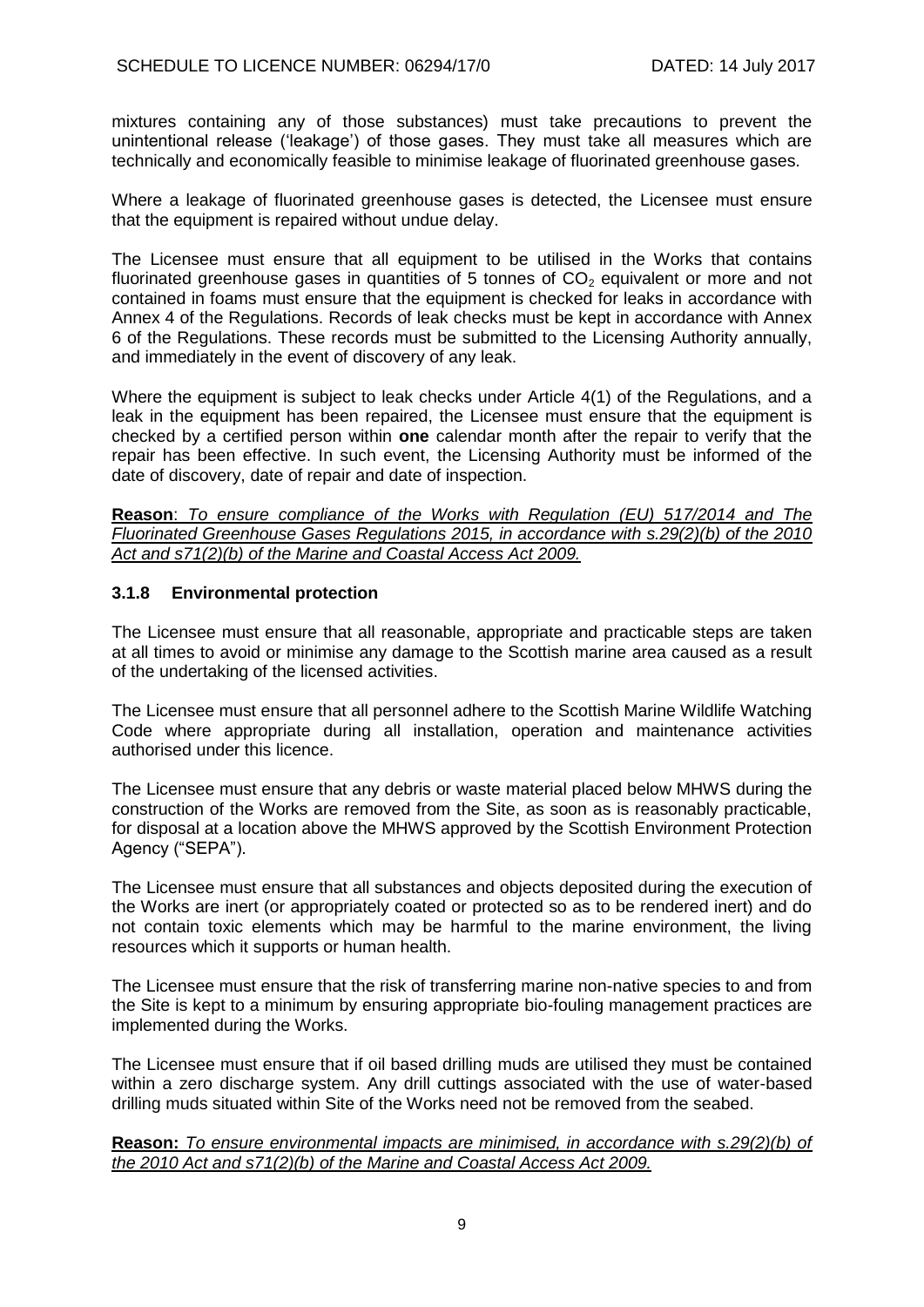mixtures containing any of those substances) must take precautions to prevent the unintentional release ('leakage') of those gases. They must take all measures which are technically and economically feasible to minimise leakage of fluorinated greenhouse gases.

Where a leakage of fluorinated greenhouse gases is detected, the Licensee must ensure that the equipment is repaired without undue delay.

The Licensee must ensure that all equipment to be utilised in the Works that contains fluorinated greenhouse gases in quantities of 5 tonnes of $CO_2$ equivalent or more and not contained in foams must ensure that the equipment is checked for leaks in accordance with Annex 4 of the Regulations. Records of leak checks must be kept in accordance with Annex 6 of the Regulations. These records must be submitted to the Licensing Authority annually, and immediately in the event of discovery of any leak.

Where the equipment is subject to leak checks under Article 4(1) of the Regulations, and a leak in the equipment has been repaired, the Licensee must ensure that the equipment is checked by a certified person within **one** calendar month after the repair to verify that the repair has been effective. In such event, the Licensing Authority must be informed of the date of discovery, date of repair and date of inspection.

**Reason**: *To ensure compliance of the Works with Regulation (EU) 517/2014 and The Fluorinated Greenhouse Gases Regulations 2015, in accordance with s.29(2)(b) of the 2010 Act and s71(2)(b) of the Marine and Coastal Access Act 2009.*

### 3.1.8 Environmental protection

The Licensee must ensure that all reasonable, appropriate and practicable steps are taken at all times to avoid or minimise any damage to the Scottish marine area caused as a result of the undertaking of the licensed activities.

The Licensee must ensure that all personnel adhere to the Scottish Marine Wildlife Watching Code where appropriate during all installation, operation and maintenance activities authorised under this licence.

The Licensee must ensure that any debris or waste material placed below MHWS during the construction of the Works are removed from the Site, as soon as is reasonably practicable, for disposal at a location above the MHWS approved by the Scottish Environment Protection Agency ("SEPA").

The Licensee must ensure that all substances and objects deposited during the execution of the Works are inert (or appropriately coated or protected so as to be rendered inert) and do not contain toxic elements which may be harmful to the marine environment, the living resources which it supports or human health.

The Licensee must ensure that the risk of transferring marine non-native species to and from the Site is kept to a minimum by ensuring appropriate bio-fouling management practices are implemented during the Works.

The Licensee must ensure that if oil based drilling muds are utilised they must be contained within a zero discharge system. Any drill cuttings associated with the use of water-based drilling muds situated within Site of the Works need not be removed from the seabed.

**Reason:** *To ensure environmental impacts are minimised, in accordance with s.29(2)(b) of the 2010 Act and s71(2)(b) of the Marine and Coastal Access Act 2009.*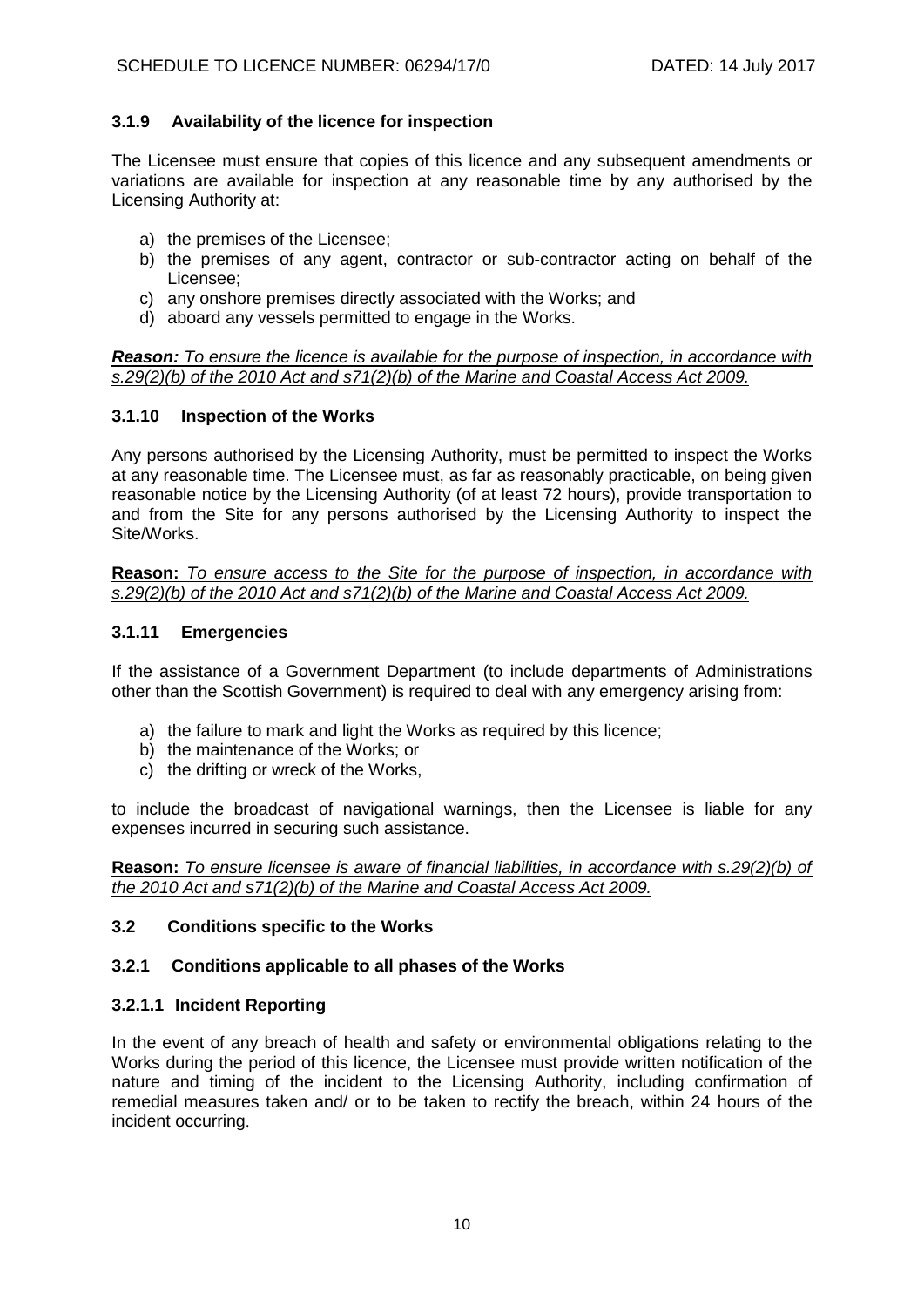### 3.1.9 Availability of the licence for inspection

The Licensee must ensure that copies of this licence and any subsequent amendments or variations are available for inspection at any reasonable time by any authorised by the Licensing Authority at:

a) the premises of the Licensee;
b) the premises of any agent, contractor or sub-contractor acting on behalf of the Licensee;
c) any onshore premises directly associated with the Works; and
d) aboard any vessels permitted to engage in the Works.

***Reason:*** *To ensure the licence is available for the purpose of inspection, in accordance with s.29(2)(b) of the 2010 Act and s71(2)(b) of the Marine and Coastal Access Act 2009.*

### 3.1.10 Inspection of the Works

Any persons authorised by the Licensing Authority, must be permitted to inspect the Works at any reasonable time. The Licensee must, as far as reasonably practicable, on being given reasonable notice by the Licensing Authority (of at least 72 hours), provide transportation to and from the Site for any persons authorised by the Licensing Authority to inspect the Site/Works.

**Reason:** *To ensure access to the Site for the purpose of inspection, in accordance with s.29(2)(b) of the 2010 Act and s71(2)(b) of the Marine and Coastal Access Act 2009.*

### 3.1.11 Emergencies

If the assistance of a Government Department (to include departments of Administrations other than the Scottish Government) is required to deal with any emergency arising from:

a) the failure to mark and light the Works as required by this licence;
b) the maintenance of the Works; or
c) the drifting or wreck of the Works,

to include the broadcast of navigational warnings, then the Licensee is liable for any expenses incurred in securing such assistance.

**Reason:** *To ensure licensee is aware of financial liabilities, in accordance with s.29(2)(b) of the 2010 Act and s71(2)(b) of the Marine and Coastal Access Act 2009.*

## 3.2 Conditions specific to the Works

### 3.2.1 Conditions applicable to all phases of the Works

#### 3.2.1.1 Incident Reporting

In the event of any breach of health and safety or environmental obligations relating to the Works during the period of this licence, the Licensee must provide written notification of the nature and timing of the incident to the Licensing Authority, including confirmation of remedial measures taken and/ or to be taken to rectify the breach, within 24 hours of the incident occurring.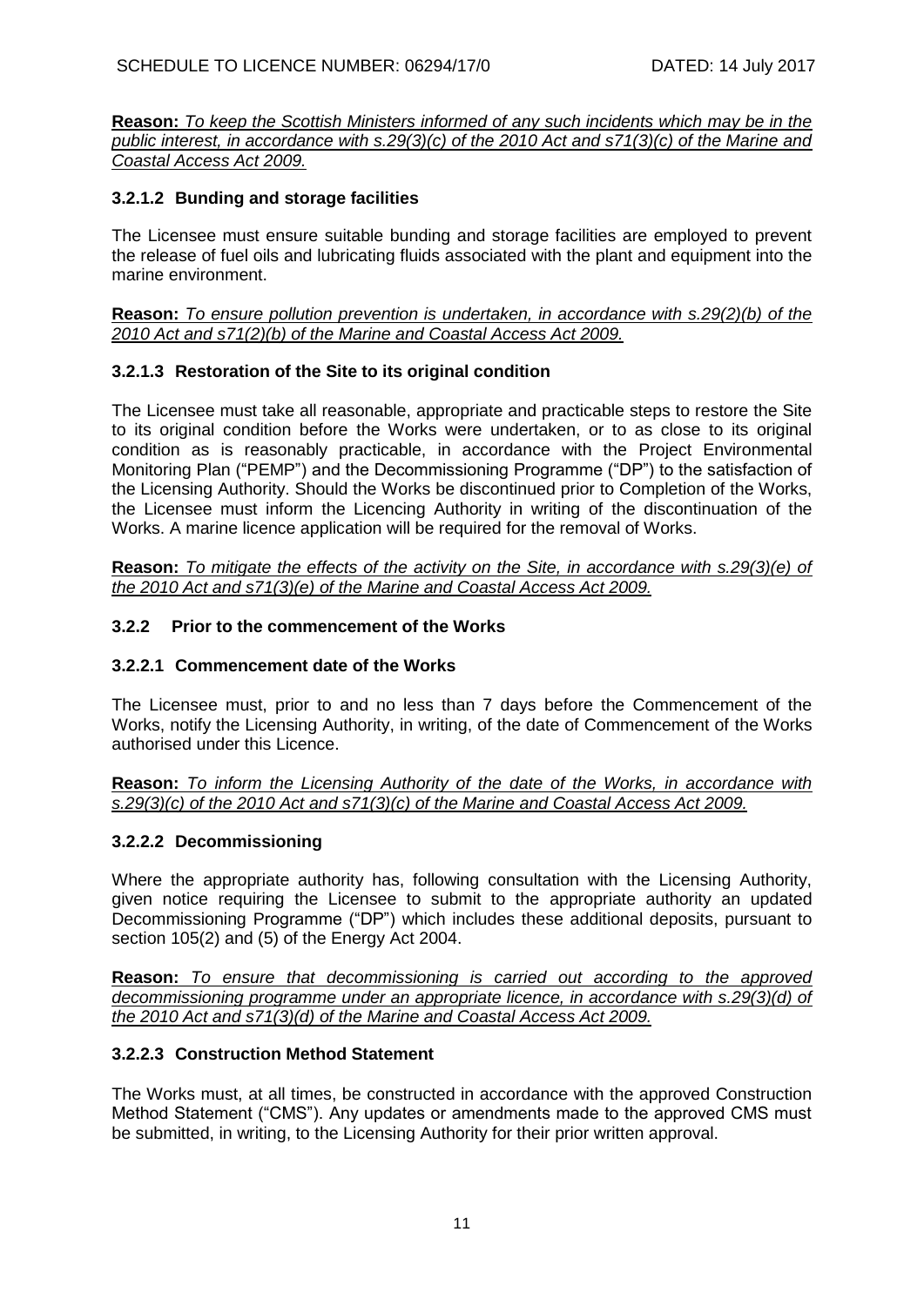**Reason:** *To keep the Scottish Ministers informed of any such incidents which may be in the public interest, in accordance with s.29(3)(c) of the 2010 Act and s71(3)(c) of the Marine and Coastal Access Act 2009.*

### 3.2.1.2 Bunding and storage facilities

The Licensee must ensure suitable bunding and storage facilities are employed to prevent the release of fuel oils and lubricating fluids associated with the plant and equipment into the marine environment.

**Reason:** *To ensure pollution prevention is undertaken, in accordance with s.29(2)(b) of the 2010 Act and s71(2)(b) of the Marine and Coastal Access Act 2009.*

### 3.2.1.3 Restoration of the Site to its original condition

The Licensee must take all reasonable, appropriate and practicable steps to restore the Site to its original condition before the Works were undertaken, or to as close to its original condition as is reasonably practicable, in accordance with the Project Environmental Monitoring Plan ("PEMP") and the Decommissioning Programme ("DP") to the satisfaction of the Licensing Authority. Should the Works be discontinued prior to Completion of the Works, the Licensee must inform the Licencing Authority in writing of the discontinuation of the Works. A marine licence application will be required for the removal of Works.

**Reason:** *To mitigate the effects of the activity on the Site, in accordance with s.29(3)(e) of the 2010 Act and s71(3)(e) of the Marine and Coastal Access Act 2009.*

## 3.2.2 Prior to the commencement of the Works

### 3.2.2.1 Commencement date of the Works

The Licensee must, prior to and no less than 7 days before the Commencement of the Works, notify the Licensing Authority, in writing, of the date of Commencement of the Works authorised under this Licence.

**Reason:** *To inform the Licensing Authority of the date of the Works, in accordance with s.29(3)(c) of the 2010 Act and s71(3)(c) of the Marine and Coastal Access Act 2009.*

### 3.2.2.2 Decommissioning

Where the appropriate authority has, following consultation with the Licensing Authority, given notice requiring the Licensee to submit to the appropriate authority an updated Decommissioning Programme ("DP") which includes these additional deposits, pursuant to section 105(2) and (5) of the Energy Act 2004.

**Reason:** *To ensure that decommissioning is carried out according to the approved decommissioning programme under an appropriate licence, in accordance with s.29(3)(d) of the 2010 Act and s71(3)(d) of the Marine and Coastal Access Act 2009.*

### 3.2.2.3 Construction Method Statement

The Works must, at all times, be constructed in accordance with the approved Construction Method Statement ("CMS"). Any updates or amendments made to the approved CMS must be submitted, in writing, to the Licensing Authority for their prior written approval.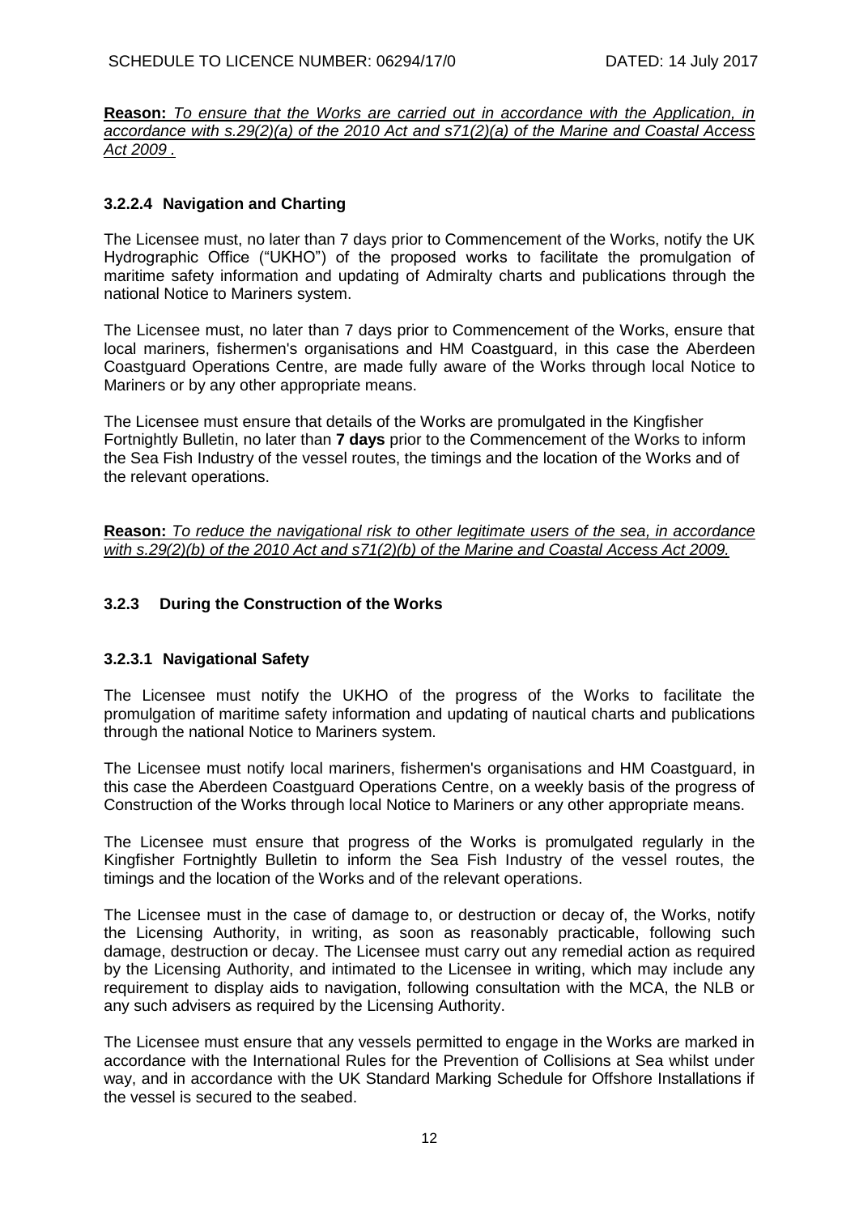**Reason:** *To ensure that the Works are carried out in accordance with the Application, in accordance with s.29(2)(a) of the 2010 Act and s71(2)(a) of the Marine and Coastal Access Act 2009 .*

#### 3.2.2.4 Navigation and Charting

The Licensee must, no later than 7 days prior to Commencement of the Works, notify the UK Hydrographic Office ("UKHO") of the proposed works to facilitate the promulgation of maritime safety information and updating of Admiralty charts and publications through the national Notice to Mariners system.

The Licensee must, no later than 7 days prior to Commencement of the Works, ensure that local mariners, fishermen's organisations and HM Coastguard, in this case the Aberdeen Coastguard Operations Centre, are made fully aware of the Works through local Notice to Mariners or by any other appropriate means.

The Licensee must ensure that details of the Works are promulgated in the Kingfisher Fortnightly Bulletin, no later than **7 days** prior to the Commencement of the Works to inform the Sea Fish Industry of the vessel routes, the timings and the location of the Works and of the relevant operations.

**Reason:** *To reduce the navigational risk to other legitimate users of the sea, in accordance with s.29(2)(b) of the 2010 Act and s71(2)(b) of the Marine and Coastal Access Act 2009.*

### 3.2.3 During the Construction of the Works

#### 3.2.3.1 Navigational Safety

The Licensee must notify the UKHO of the progress of the Works to facilitate the promulgation of maritime safety information and updating of nautical charts and publications through the national Notice to Mariners system.

The Licensee must notify local mariners, fishermen's organisations and HM Coastguard, in this case the Aberdeen Coastguard Operations Centre, on a weekly basis of the progress of Construction of the Works through local Notice to Mariners or any other appropriate means.

The Licensee must ensure that progress of the Works is promulgated regularly in the Kingfisher Fortnightly Bulletin to inform the Sea Fish Industry of the vessel routes, the timings and the location of the Works and of the relevant operations.

The Licensee must in the case of damage to, or destruction or decay of, the Works, notify the Licensing Authority, in writing, as soon as reasonably practicable, following such damage, destruction or decay. The Licensee must carry out any remedial action as required by the Licensing Authority, and intimated to the Licensee in writing, which may include any requirement to display aids to navigation, following consultation with the MCA, the NLB or any such advisers as required by the Licensing Authority.

The Licensee must ensure that any vessels permitted to engage in the Works are marked in accordance with the International Rules for the Prevention of Collisions at Sea whilst under way, and in accordance with the UK Standard Marking Schedule for Offshore Installations if the vessel is secured to the seabed.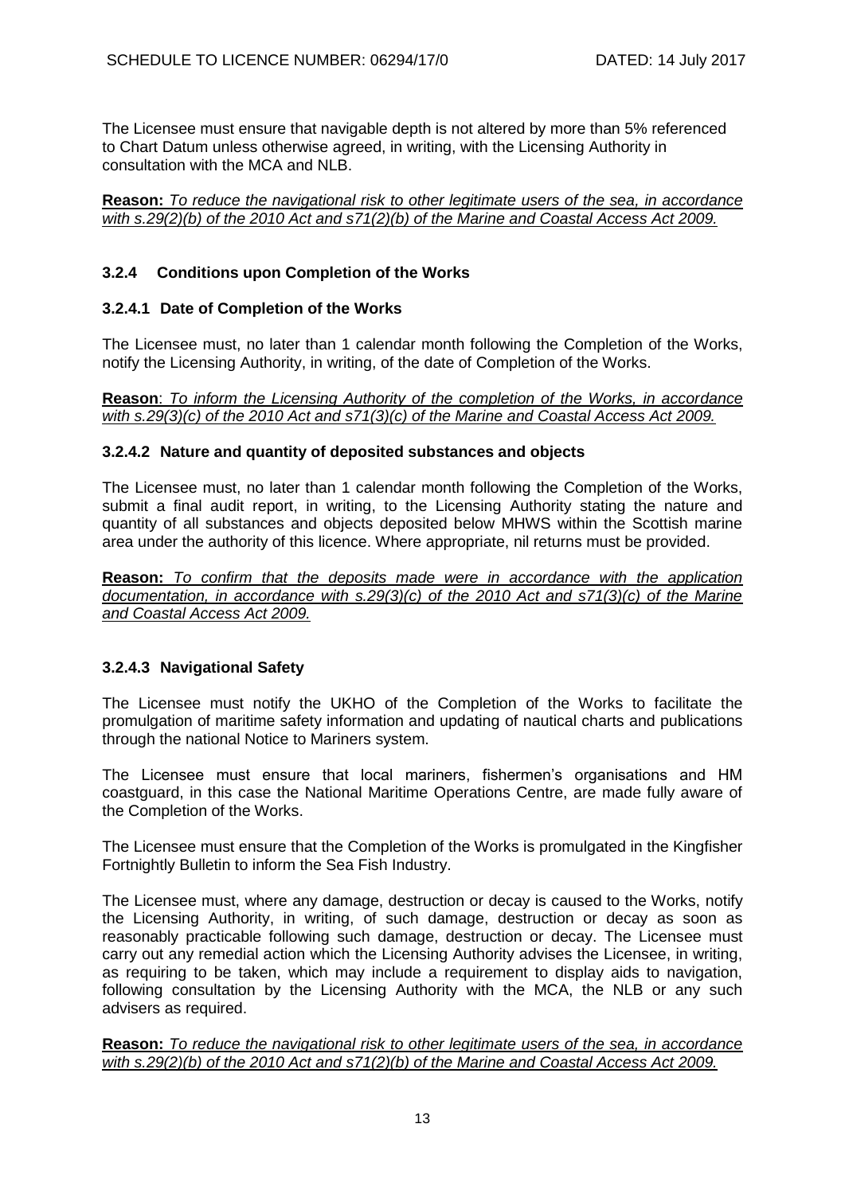The Licensee must ensure that navigable depth is not altered by more than 5% referenced to Chart Datum unless otherwise agreed, in writing, with the Licensing Authority in consultation with the MCA and NLB.

**Reason:** *To reduce the navigational risk to other legitimate users of the sea, in accordance with s.29(2)(b) of the 2010 Act and s71(2)(b) of the Marine and Coastal Access Act 2009.*

### 3.2.4 Conditions upon Completion of the Works

#### 3.2.4.1 Date of Completion of the Works

The Licensee must, no later than 1 calendar month following the Completion of the Works, notify the Licensing Authority, in writing, of the date of Completion of the Works.

**Reason**: *To inform the Licensing Authority of the completion of the Works, in accordance with s.29(3)(c) of the 2010 Act and s71(3)(c) of the Marine and Coastal Access Act 2009.*

#### 3.2.4.2 Nature and quantity of deposited substances and objects

The Licensee must, no later than 1 calendar month following the Completion of the Works, submit a final audit report, in writing, to the Licensing Authority stating the nature and quantity of all substances and objects deposited below MHWS within the Scottish marine area under the authority of this licence. Where appropriate, nil returns must be provided.

**Reason:** *To confirm that the deposits made were in accordance with the application documentation, in accordance with s.29(3)(c) of the 2010 Act and s71(3)(c) of the Marine and Coastal Access Act 2009.*

#### 3.2.4.3 Navigational Safety

The Licensee must notify the UKHO of the Completion of the Works to facilitate the promulgation of maritime safety information and updating of nautical charts and publications through the national Notice to Mariners system.

The Licensee must ensure that local mariners, fishermen's organisations and HM coastguard, in this case the National Maritime Operations Centre, are made fully aware of the Completion of the Works.

The Licensee must ensure that the Completion of the Works is promulgated in the Kingfisher Fortnightly Bulletin to inform the Sea Fish Industry.

The Licensee must, where any damage, destruction or decay is caused to the Works, notify the Licensing Authority, in writing, of such damage, destruction or decay as soon as reasonably practicable following such damage, destruction or decay. The Licensee must carry out any remedial action which the Licensing Authority advises the Licensee, in writing, as requiring to be taken, which may include a requirement to display aids to navigation, following consultation by the Licensing Authority with the MCA, the NLB or any such advisers as required.

**Reason:** *To reduce the navigational risk to other legitimate users of the sea, in accordance with s.29(2)(b) of the 2010 Act and s71(2)(b) of the Marine and Coastal Access Act 2009.*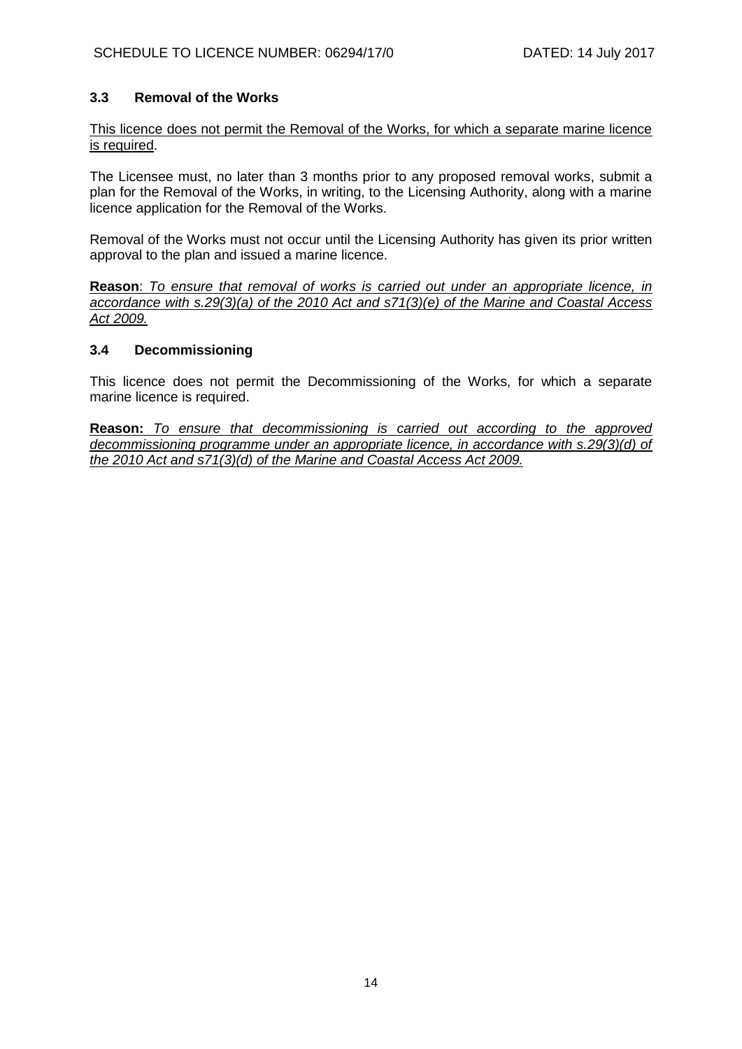### 3.3 Removal of the Works

This licence does not permit the Removal of the Works, for which a separate marine licence is required.

The Licensee must, no later than 3 months prior to any proposed removal works, submit a plan for the Removal of the Works, in writing, to the Licensing Authority, along with a marine licence application for the Removal of the Works.

Removal of the Works must not occur until the Licensing Authority has given its prior written approval to the plan and issued a marine licence.

**Reason**: *To ensure that removal of works is carried out under an appropriate licence, in accordance with s.29(3)(a) of the 2010 Act and s71(3)(e) of the Marine and Coastal Access Act 2009.*

### 3.4 Decommissioning

This licence does not permit the Decommissioning of the Works, for which a separate marine licence is required.

**Reason:** *To ensure that decommissioning is carried out according to the approved decommissioning programme under an appropriate licence, in accordance with s.29(3)(d) of the 2010 Act and s71(3)(d) of the Marine and Coastal Access Act 2009.*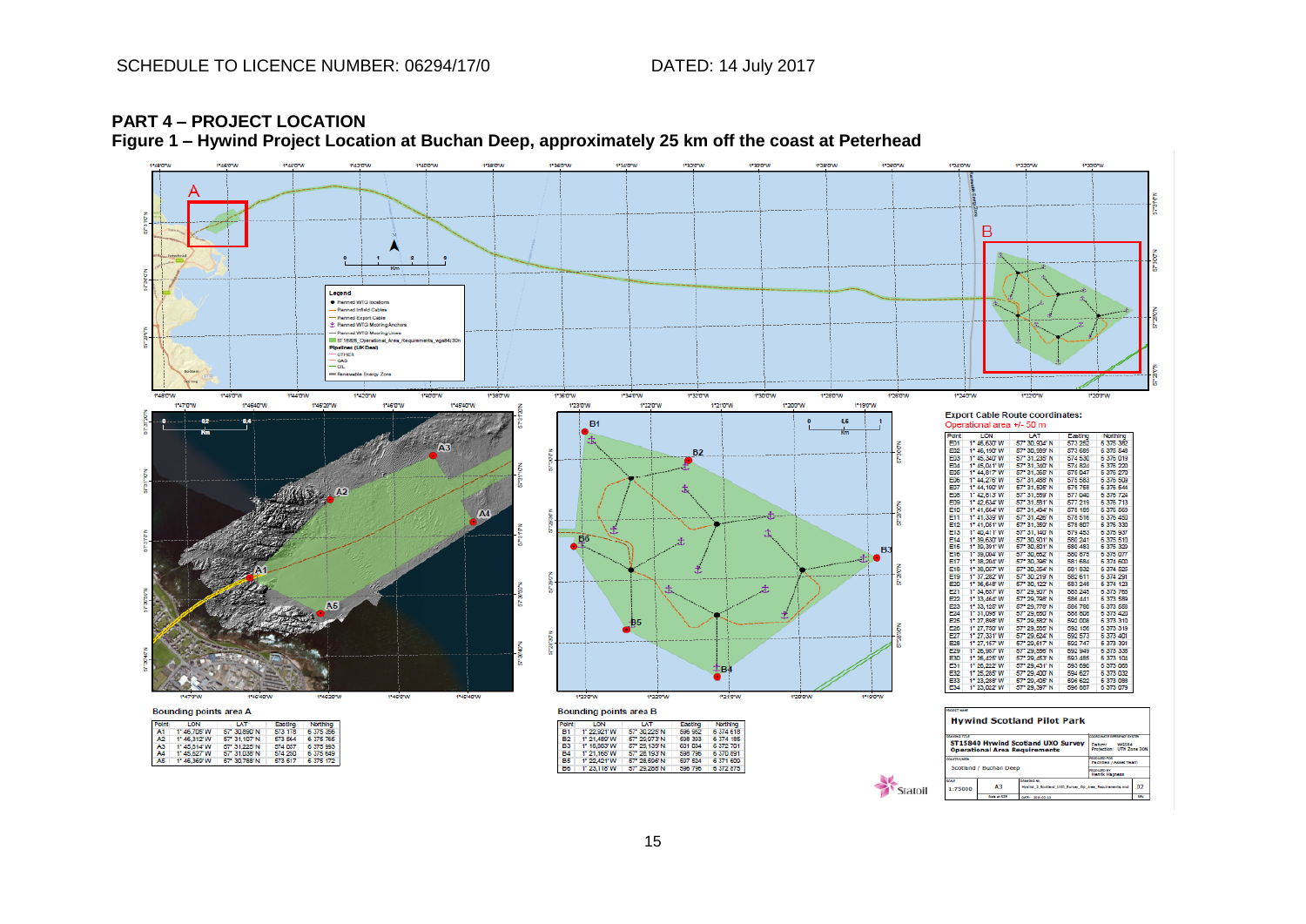SCHEDULE TO LICENCE NUMBER: 06294/17/0 DATED: 14 July 2017

## PART 4 – PROJECT LOCATION

### Figure 1 – Hywind Project Location at Buchan Deep, approximately 25 km off the coast at Peterhead

A

B

Legend
- Planned WTG locations
- Planned Infield Cables
- Planned Export Cable
- Planned WTG Mooring Anchors
- Planned WTG Mooring Lines
- ST15840_Operational_Area_Requirements_wgs84z30n

Pipelines (UK Deal)
- OTHER
- GAS
- OIL
- Renewable Energy Zone

Km

A1 A2 A3 A4 A5

B1 B2 B3 B4 B5 B6

**Export Cable Route coordinates:**
Operational area +/- 50 m

| Point | LON | LAT | Easting | Northing |
|---|---|---|---|---|
| E01 | 1° 46,630' W | 57° 30,904' N | 573 252 | 6 375 382 |
| E02 | 1° 46,160' W | 57° 30,999' N | 573 665 | 6 375 548 |
| E03 | 1° 45,340' W | 57° 31,235' N | 574 530 | 6 375 019 |
| E04 | 1° 45,041' W | 57° 31,367' N | 574 824 | 6 376 220 |
| E05 | 1° 44,817' W | 57° 31,356' N | 575 047 | 6 376 279 |
| E06 | 1° 44,276' W | 57° 31,488' N | 575 583 | 6 376 509 |
| E07 | 1° 44,100' W | 57° 31,506' N | 575 758 | 6 376 544 |
| E08 | 1° 42,813' W | 57° 31,559' N | 577 040 | 6 376 724 |
| E09 | 1° 42,634' W | 57° 31,551' N | 577 219 | 6 376 713 |
| E10 | 1° 41,664' W | 57° 31,494' N | 578 186 | 6 376 569 |
| E11 | 1° 41,339' W | 57° 31,426' N | 578 516 | 6 376 450 |
| E12 | 1° 41,061' W | 57° 31,360' N | 578 807 | 6 376 330 |
| E13 | 1° 40,411' W | 57° 31,140' N | 579 453 | 6 375 937 |
| E14 | 1° 39,630' W | 57° 30,901' N | 580 241 | 6 375 510 |
| E15 | 1° 39,391' W | 57° 30,801' N | 580 483 | 6 375 329 |
| E16 | 1° 39,004' W | 57° 30,652' N | 580 875 | 6 375 077 |
| E17 | 1° 38,294' W | 57° 30,396' N | 581 594 | 6 374 603 |
| E18 | 1° 38,057' W | 57° 30,354' N | 581 832 | 6 374 532 |
| E19 | 1° 37,282' W | 57° 30,219' N | 582 611 | 6 374 291 |
| E20 | 1° 36,648' W | 57° 30,122' N | 583 248 | 6 374 123 |
| E21 | 1° 34,657' W | 57° 29,807' N | 585 245 | 6 373 765 |
| E22 | 1° 33,454' W | 57° 29,798' N | 586 441 | 6 373 559 |
| E23 | 1° 33,105' W | 57° 29,776' N | 586 790 | 6 373 569 |
| E24 | 1° 31,095' W | 57° 29,650' N | 588 808 | 6 373 420 |
| E25 | 1° 27,898' W | 57° 29,582' N | 590 008 | 6 373 310 |
| E26 | 1° 27,760' W | 57° 29,555' N | 592 156 | 6 373 319 |
| E27 | 1° 27,331' W | 57° 29,624' N | 592 573 | 6 373 401 |
| E28 | 1° 27,167' W | 57° 29,617' N | 592 747 | 6 373 391 |
| E29 | 1° 26,957' W | 57° 29,596' N | 592 949 | 6 373 336 |
| E30 | 1° 26,495' W | 57° 29,453' N | 593 485 | 6 373 101 |
| E31 | 1° 26,222' W | 57° 29,431' N | 593 690 | 6 373 066 |
| E32 | 1° 25,285' W | 57° 29,400' N | 594 627 | 6 373 032 |
| E33 | 1° 23,288' W | 57° 29,405' N | 596 622 | 6 373 088 |
| E34 | 1° 23,022' W | 57° 29,397' N | 596 887 | 6 373 079 |

**Bounding points area A**

| Point | LON | LAT | Easting | Northing |
|---|---|---|---|---|
| A1 | 1° 46,705' W | 57° 30,890' N | 573 178 | 6 375 356 |
| A2 | 1° 46,312' W | 57° 31,107' N | 573 564 | 6 375 765 |
| A3 | 1° 45,514' W | 57° 31,225' N | 574 057 | 6 375 993 |
| A4 | 1° 45,527' W | 57° 31,036' N | 574 250 | 6 375 649 |
| A5 | 1° 46,360' W | 57° 30,788' N | 573 517 | 6 375 172 |

**Bounding points area B**

| Point | LON | LAT | Easting | Northing |
|---|---|---|---|---|
| B1 | 1° 22,921' W | 57° 30,225' N | 596 962 | 6 374 615 |
| B2 | 1° 21,489' W | 57° 29,073' N | 598 393 | 6 374 185 |
| B3 | 1° 18,863' W | 57° 29,139' N | 601 034 | 6 372 761 |
| B4 | 1° 21,165' W | 57° 28,193' N | 598 796 | 6 370 891 |
| B5 | 1° 22,421' W | 57° 28,606' N | 597 524 | 6 371 609 |
| B6 | 1° 23,116' W | 57° 29,266' N | 596 796 | 6 372 875 |

**Hywind Scotland Pilot Park**

ST15840 Hywind Scotland UXO Survey
Operational Area Requirements

Datum: WGS84
Projection: UTM Zone 30N

Scotland / Buchan Deep

Produced by: Henrik Magnes

Scale: 1:75000 A3

Drawing no: Hywind_2_Scotland_UXO_Survey_Op_Area_Requirements.mxd 02

Statoil